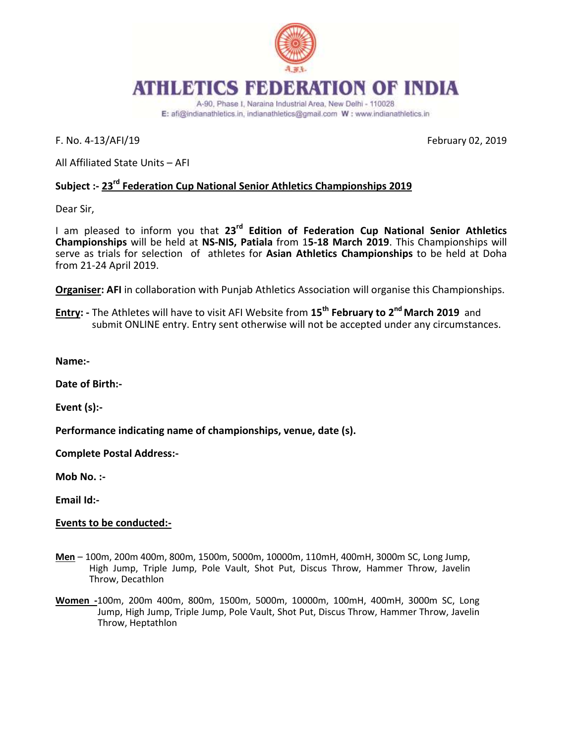# ATHLETICS FEDERATION OF INDIA

A-90, Phase I, Naraina Industrial Area, New Delhi - 110028
E: afi@indianathletics.in, indianathletics@gmail.com W : www.indianathletics.in

F. No. 4-13/AFI/19 February 02, 2019

All Affiliated State Units – AFI

**Subject :- <u>23rd Federation Cup National Senior Athletics Championships 2019</u>**

Dear Sir,

I am pleased to inform you that **23rd Edition of Federation Cup National Senior Athletics Championships** will be held at **NS-NIS, Patiala** from 1**5-18 March 2019**. This Championships will serve as trials for selection of athletes for **Asian Athletics Championships** to be held at Doha from 21-24 April 2019.

**<u>Organiser</u>: AFI** in collaboration with Punjab Athletics Association will organise this Championships.

**<u>Entry</u>: -** The Athletes will have to visit AFI Website from **15th February to 2nd March 2019** and submit ONLINE entry. Entry sent otherwise will not be accepted under any circumstances.

**Name:-**

**Date of Birth:-**

**Event (s):-**

**Performance indicating name of championships, venue, date (s).**

**Complete Postal Address:-**

**Mob No. :-**

**Email Id:-**

**<u>Events to be conducted:-</u>**

**<u>Men</u>** – 100m, 200m 400m, 800m, 1500m, 5000m, 10000m, 110mH, 400mH, 3000m SC, Long Jump, High Jump, Triple Jump, Pole Vault, Shot Put, Discus Throw, Hammer Throw, Javelin Throw, Decathlon

**<u>Women</u> -**100m, 200m 400m, 800m, 1500m, 5000m, 10000m, 100mH, 400mH, 3000m SC, Long Jump, High Jump, Triple Jump, Pole Vault, Shot Put, Discus Throw, Hammer Throw, Javelin Throw, Heptathlon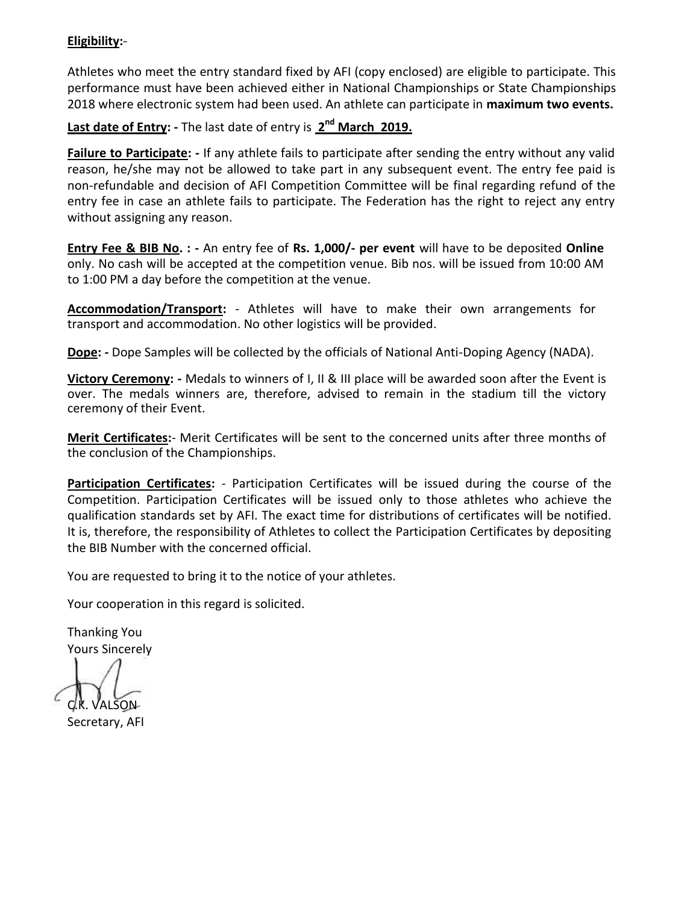**<u>Eligibility:</u>**-

Athletes who meet the entry standard fixed by AFI (copy enclosed) are eligible to participate. This performance must have been achieved either in National Championships or State Championships 2018 where electronic system had been used. An athlete can participate in **maximum two events.**

**<u>Last date of Entry</u>: -** The last date of entry is **<u>2nd March 2019.</u>**

**<u>Failure to Participate</u>: -** If any athlete fails to participate after sending the entry without any valid reason, he/she may not be allowed to take part in any subsequent event. The entry fee paid is non-refundable and decision of AFI Competition Committee will be final regarding refund of the entry fee in case an athlete fails to participate. The Federation has the right to reject any entry without assigning any reason.

**<u>Entry Fee & BIB No</u>. : -** An entry fee of **Rs. 1,000/- per event** will have to be deposited **Online** only. No cash will be accepted at the competition venue. Bib nos. will be issued from 10:00 AM to 1:00 PM a day before the competition at the venue.

**<u>Accommodation/Transport</u>:** - Athletes will have to make their own arrangements for transport and accommodation. No other logistics will be provided.

**<u>Dope</u>: -** Dope Samples will be collected by the officials of National Anti-Doping Agency (NADA).

**<u>Victory Ceremony</u>: -** Medals to winners of I, II & III place will be awarded soon after the Event is over. The medals winners are, therefore, advised to remain in the stadium till the victory ceremony of their Event.

**<u>Merit Certificates</u>:**- Merit Certificates will be sent to the concerned units after three months of the conclusion of the Championships.

**<u>Participation Certificates</u>:** - Participation Certificates will be issued during the course of the Competition. Participation Certificates will be issued only to those athletes who achieve the qualification standards set by AFI. The exact time for distributions of certificates will be notified. It is, therefore, the responsibility of Athletes to collect the Participation Certificates by depositing the BIB Number with the concerned official.

You are requested to bring it to the notice of your athletes.

Your cooperation in this regard is solicited.

Thanking You
Yours Sincerely

C.K. VALSON
Secretary, AFI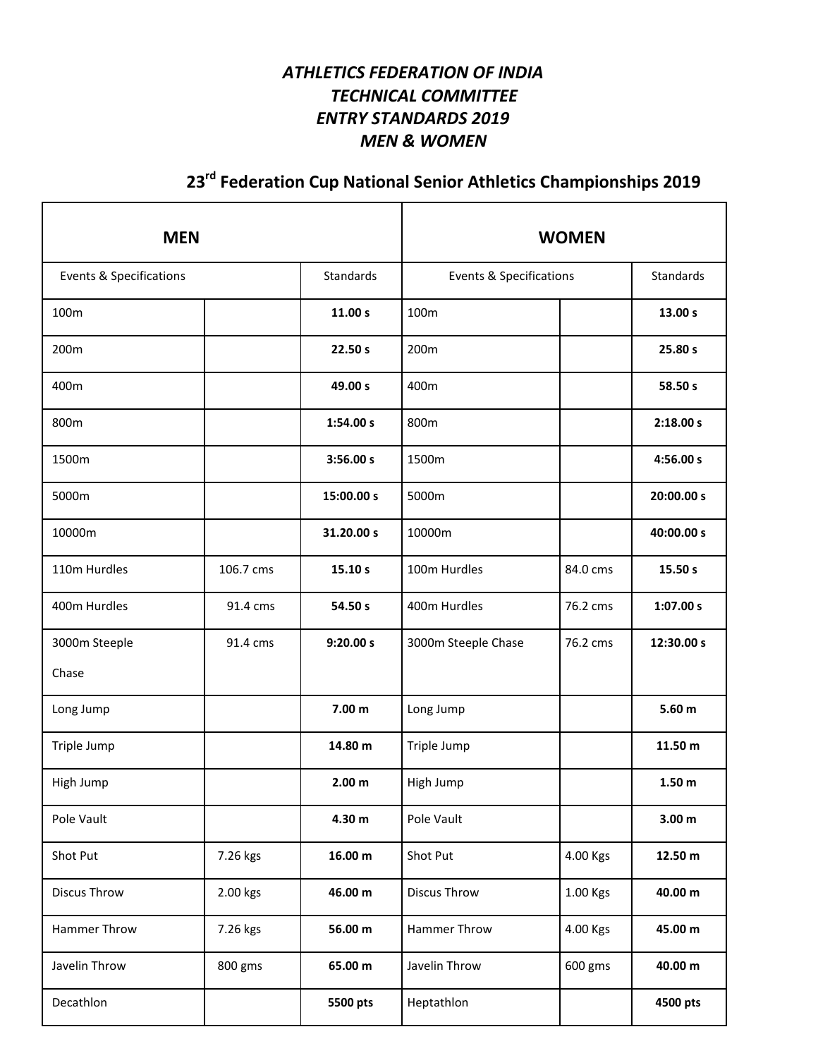# *ATHLETICS FEDERATION OF INDIA*
## *TECHNICAL COMMITTEE*
## *ENTRY STANDARDS 2019*
## *MEN & WOMEN*

## 23rd Federation Cup National Senior Athletics Championships 2019

| **MEN** | | | **WOMEN** | | |
|---|---|---|---|---|---|
| Events & Specifications | | Standards | Events & Specifications | | Standards |
| 100m | | **11.00 s** | 100m | | **13.00 s** |
| 200m | | **22.50 s** | 200m | | **25.80 s** |
| 400m | | **49.00 s** | 400m | | **58.50 s** |
| 800m | | **1:54.00 s** | 800m | | **2:18.00 s** |
| 1500m | | **3:56.00 s** | 1500m | | **4:56.00 s** |
| 5000m | | **15:00.00 s** | 5000m | | **20:00.00 s** |
| 10000m | | **31.20.00 s** | 10000m | | **40:00.00 s** |
| 110m Hurdles | 106.7 cms | **15.10 s** | 100m Hurdles | 84.0 cms | **15.50 s** |
| 400m Hurdles | 91.4 cms | **54.50 s** | 400m Hurdles | 76.2 cms | **1:07.00 s** |
| 3000m Steeple Chase | 91.4 cms | **9:20.00 s** | 3000m Steeple Chase | 76.2 cms | **12:30.00 s** |
| Long Jump | | **7.00 m** | Long Jump | | **5.60 m** |
| Triple Jump | | **14.80 m** | Triple Jump | | **11.50 m** |
| High Jump | | **2.00 m** | High Jump | | **1.50 m** |
| Pole Vault | | **4.30 m** | Pole Vault | | **3.00 m** |
| Shot Put | 7.26 kgs | **16.00 m** | Shot Put | 4.00 Kgs | **12.50 m** |
| Discus Throw | 2.00 kgs | **46.00 m** | Discus Throw | 1.00 Kgs | **40.00 m** |
| Hammer Throw | 7.26 kgs | **56.00 m** | Hammer Throw | 4.00 Kgs | **45.00 m** |
| Javelin Throw | 800 gms | **65.00 m** | Javelin Throw | 600 gms | **40.00 m** |
| Decathlon | | **5500 pts** | Heptathlon | | **4500 pts** |